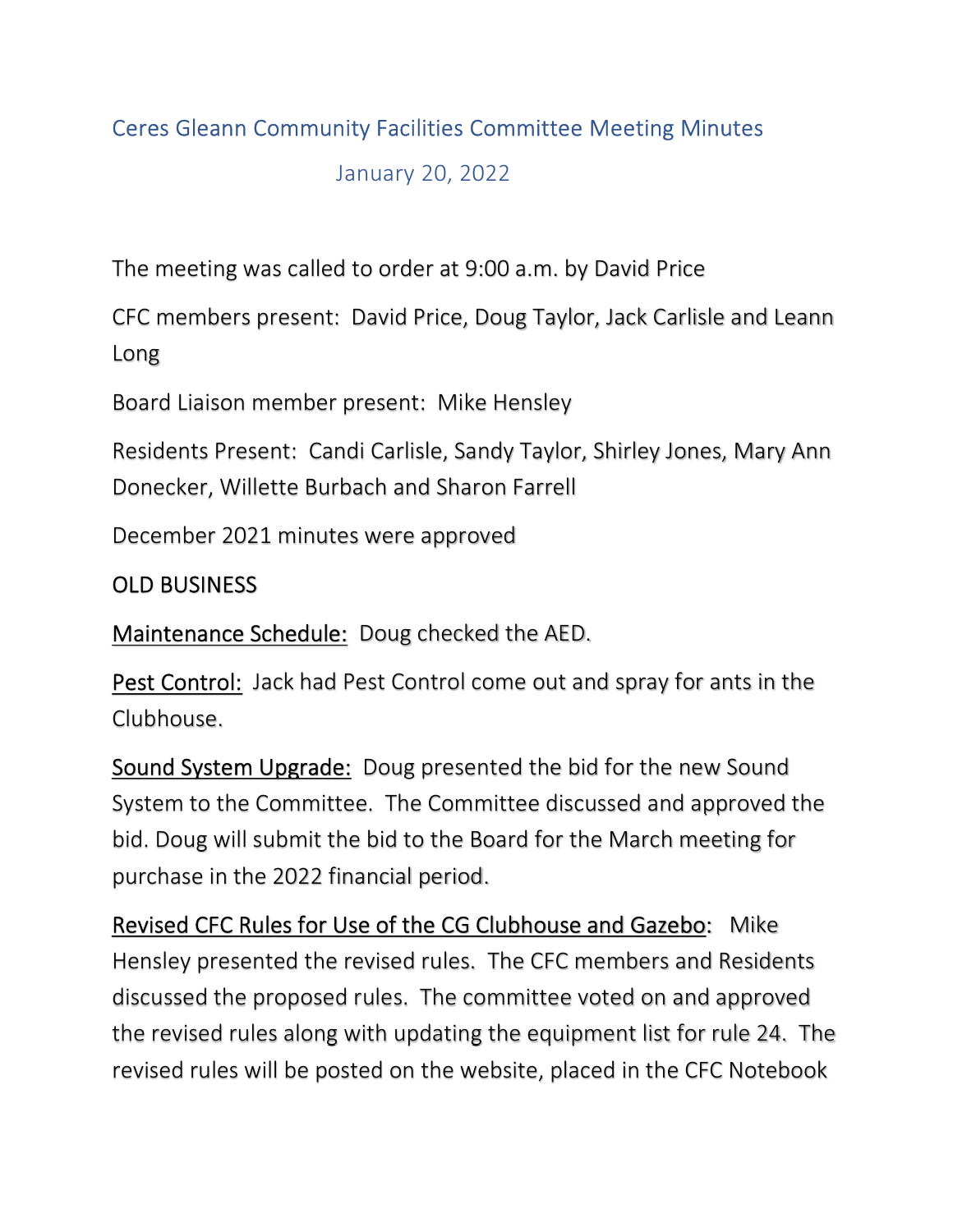# Ceres Gleann Community Facilities Committee Meeting Minutes

## January 20, 2022

The meeting was called to order at 9:00 a.m. by David Price

CFC members present: David Price, Doug Taylor, Jack Carlisle and Leann Long

Board Liaison member present: Mike Hensley

Residents Present: Candi Carlisle, Sandy Taylor, Shirley Jones, Mary Ann Donecker, Willette Burbach and Sharon Farrell

December 2021 minutes were approved

OLD BUSINESS

<u>Maintenance Schedule:</u> Doug checked the AED.

<u>Pest Control:</u> Jack had Pest Control come out and spray for ants in the Clubhouse.

<u>Sound System Upgrade:</u> Doug presented the bid for the new Sound System to the Committee. The Committee discussed and approved the bid. Doug will submit the bid to the Board for the March meeting for purchase in the 2022 financial period.

<u>Revised CFC Rules for Use of the CG Clubhouse and Gazebo</u>: Mike Hensley presented the revised rules. The CFC members and Residents discussed the proposed rules. The committee voted on and approved the revised rules along with updating the equipment list for rule 24. The revised rules will be posted on the website, placed in the CFC Notebook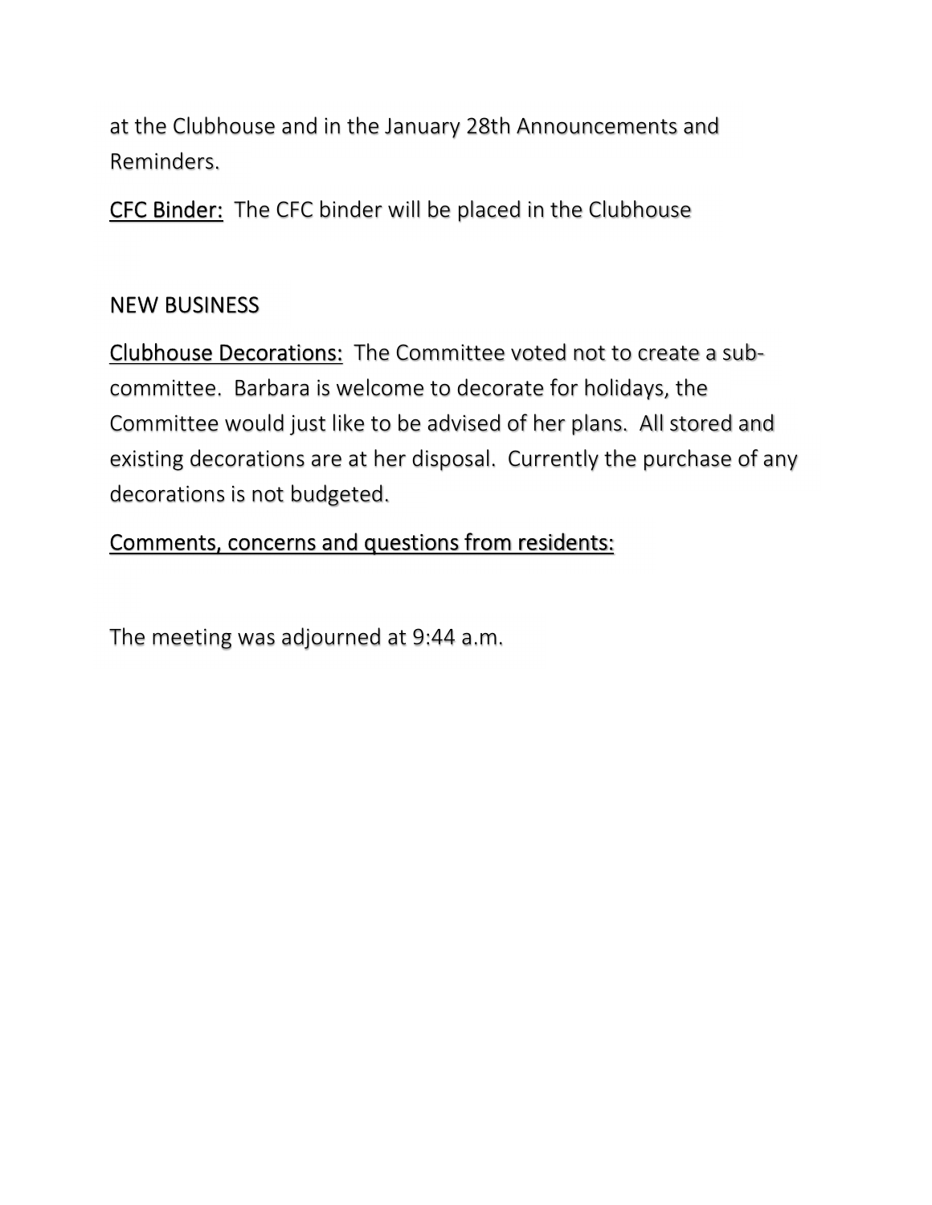at the Clubhouse and in the January 28th Announcements and Reminders.

<u>CFC Binder:</u> The CFC binder will be placed in the Clubhouse

## NEW BUSINESS

<u>Clubhouse Decorations:</u> The Committee voted not to create a sub-committee. Barbara is welcome to decorate for holidays, the Committee would just like to be advised of her plans. All stored and existing decorations are at her disposal. Currently the purchase of any decorations is not budgeted.

<u>Comments, concerns and questions from residents:</u>

The meeting was adjourned at 9:44 a.m.